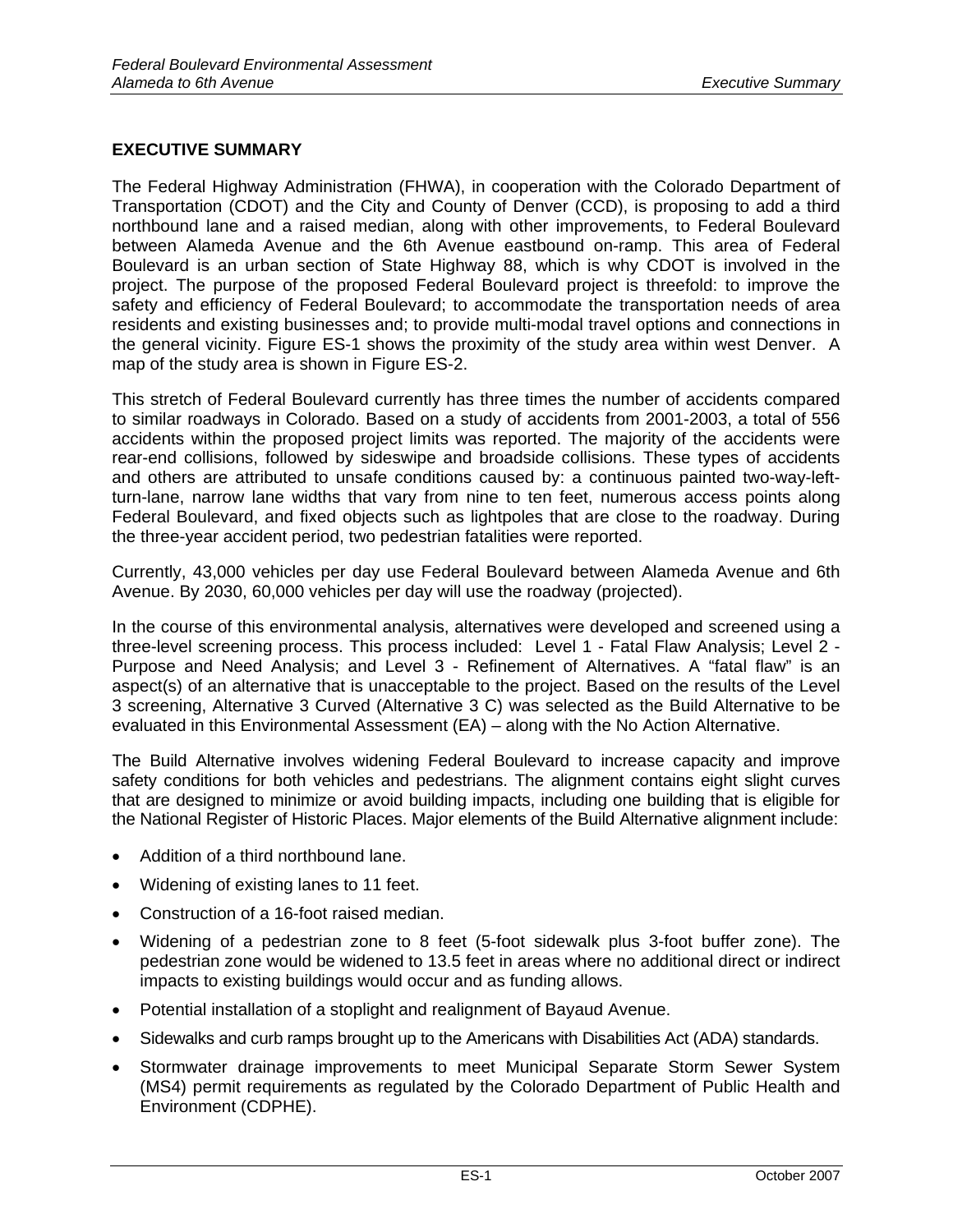# EXECUTIVE SUMMARY

The Federal Highway Administration (FHWA), in cooperation with the Colorado Department of Transportation (CDOT) and the City and County of Denver (CCD), is proposing to add a third northbound lane and a raised median, along with other improvements, to Federal Boulevard between Alameda Avenue and the 6th Avenue eastbound on-ramp. This area of Federal Boulevard is an urban section of State Highway 88, which is why CDOT is involved in the project. The purpose of the proposed Federal Boulevard project is threefold: to improve the safety and efficiency of Federal Boulevard; to accommodate the transportation needs of area residents and existing businesses and; to provide multi-modal travel options and connections in the general vicinity. Figure ES-1 shows the proximity of the study area within west Denver. A map of the study area is shown in Figure ES-2.

This stretch of Federal Boulevard currently has three times the number of accidents compared to similar roadways in Colorado. Based on a study of accidents from 2001-2003, a total of 556 accidents within the proposed project limits was reported. The majority of the accidents were rear-end collisions, followed by sideswipe and broadside collisions. These types of accidents and others are attributed to unsafe conditions caused by: a continuous painted two-way-left-turn-lane, narrow lane widths that vary from nine to ten feet, numerous access points along Federal Boulevard, and fixed objects such as lightpoles that are close to the roadway. During the three-year accident period, two pedestrian fatalities were reported.

Currently, 43,000 vehicles per day use Federal Boulevard between Alameda Avenue and 6th Avenue. By 2030, 60,000 vehicles per day will use the roadway (projected).

In the course of this environmental analysis, alternatives were developed and screened using a three-level screening process. This process included: Level 1 - Fatal Flaw Analysis; Level 2 - Purpose and Need Analysis; and Level 3 - Refinement of Alternatives. A "fatal flaw" is an aspect(s) of an alternative that is unacceptable to the project. Based on the results of the Level 3 screening, Alternative 3 Curved (Alternative 3 C) was selected as the Build Alternative to be evaluated in this Environmental Assessment (EA) – along with the No Action Alternative.

The Build Alternative involves widening Federal Boulevard to increase capacity and improve safety conditions for both vehicles and pedestrians. The alignment contains eight slight curves that are designed to minimize or avoid building impacts, including one building that is eligible for the National Register of Historic Places. Major elements of the Build Alternative alignment include:

- Addition of a third northbound lane.
- Widening of existing lanes to 11 feet.
- Construction of a 16-foot raised median.
- Widening of a pedestrian zone to 8 feet (5-foot sidewalk plus 3-foot buffer zone). The pedestrian zone would be widened to 13.5 feet in areas where no additional direct or indirect impacts to existing buildings would occur and as funding allows.
- Potential installation of a stoplight and realignment of Bayaud Avenue.
- Sidewalks and curb ramps brought up to the Americans with Disabilities Act (ADA) standards.
- Stormwater drainage improvements to meet Municipal Separate Storm Sewer System (MS4) permit requirements as regulated by the Colorado Department of Public Health and Environment (CDPHE).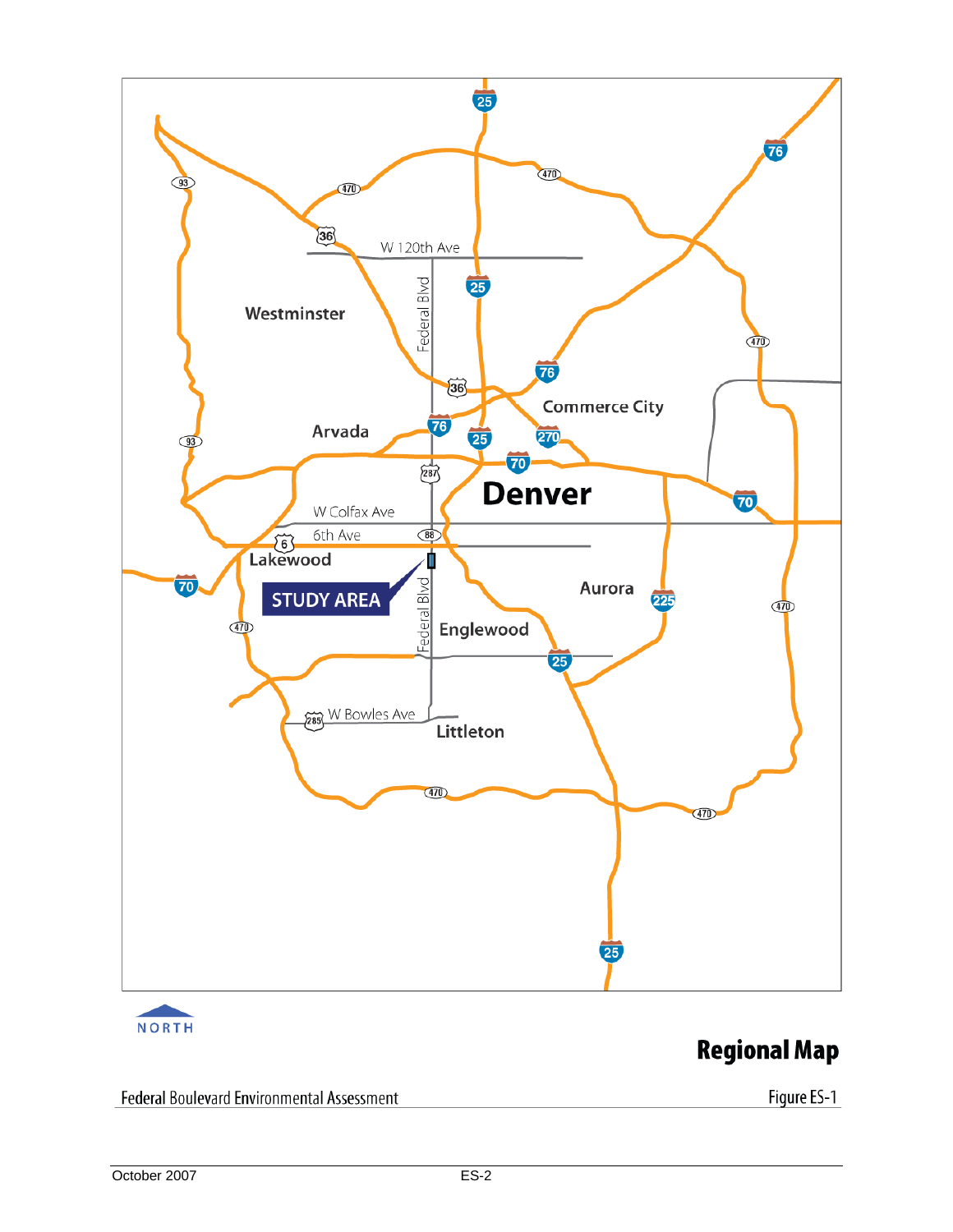W 120th Ave

Federal Blvd

Westminster

Commerce City

Arvada

Denver

W Colfax Ave

6th Ave

Lakewood

STUDY AREA

Aurora

Englewood

W Bowles Ave

Littleton

NORTH

## Regional Map

Federal Boulevard Environmental Assessment

Figure ES-1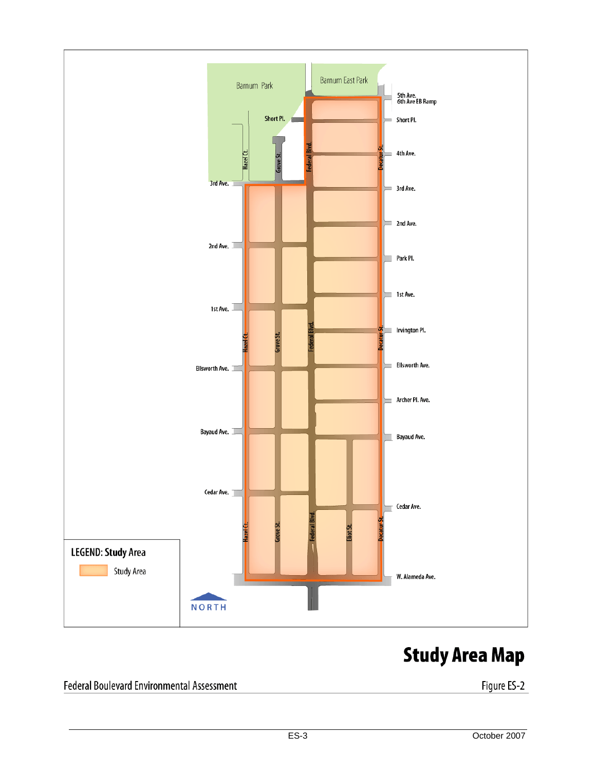Barnum Park

Barnum East Park

5th Ave.
6th Ave EB Ramp

Short Pl.

Short Pl.

4th Ave.

Hazel Ct.

Grove St.

Federal Blvd.

Decatur St.

3rd Ave.

3rd Ave.

2nd Ave.

2nd Ave.

Park Pl.

1st Ave.

1st Ave.

Irvington Pl.

Hazel Ct.

Grove St.

Federal Blvd.

Decatur St.

Ellsworth Ave.

Ellsworth Ave.

Archer Pl. Ave.

Bayaud Ave.

Bayaud Ave.

Cedar Ave.

Cedar Ave.

Hazel Ct.

Grove St.

Federal Blvd.

Eliot St.

Decatur St.

W. Alameda Ave.

LEGEND: Study Area

Study Area

NORTH

# Study Area Map

Federal Boulevard Environmental Assessment

Figure ES-2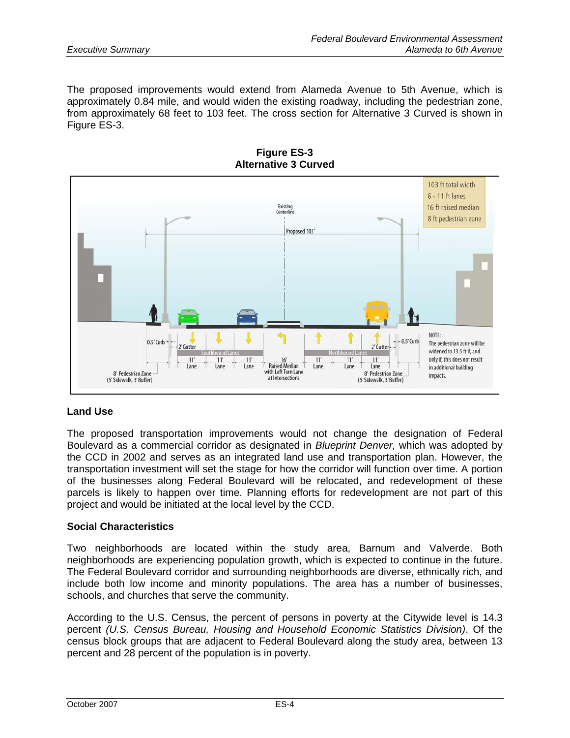The proposed improvements would extend from Alameda Avenue to 5th Avenue, which is approximately 0.84 mile, and would widen the existing roadway, including the pedestrian zone, from approximately 68 feet to 103 feet. The cross section for Alternative 3 Curved is shown in Figure ES-3.

**Figure ES-3**
**Alternative 3 Curved**

103 ft total width
6 - 11 ft lanes
16 ft raised median
8 ft pedestrian zone

Existing Centerline
Proposed 103'

0.5' Curb
2' Gutter
Southbound Lanes
11' Lane
11' Lane
11' Lane
16' Raised Median with Left Turn Lane at Intersections
Northbound Lanes
11' Lane
11' Lane
11' Lane
2' Gutter
0.5' Curb
8' Pedestrian Zone (5' Sidewalk, 3' Buffer)
8' Pedestrian Zone (5' Sidewalk, 3' Buffer)

NOTE:
The pedestrian zone will be widened to 13.5 ft if, and only if, this does not result in additional building impacts.

### Land Use

The proposed transportation improvements would not change the designation of Federal Boulevard as a commercial corridor as designated in *Blueprint Denver,* which was adopted by the CCD in 2002 and serves as an integrated land use and transportation plan. However, the transportation investment will set the stage for how the corridor will function over time. A portion of the businesses along Federal Boulevard will be relocated, and redevelopment of these parcels is likely to happen over time. Planning efforts for redevelopment are not part of this project and would be initiated at the local level by the CCD.

### Social Characteristics

Two neighborhoods are located within the study area, Barnum and Valverde. Both neighborhoods are experiencing population growth, which is expected to continue in the future. The Federal Boulevard corridor and surrounding neighborhoods are diverse, ethnically rich, and include both low income and minority populations. The area has a number of businesses, schools, and churches that serve the community.

According to the U.S. Census, the percent of persons in poverty at the Citywide level is 14.3 percent *(U.S. Census Bureau, Housing and Household Economic Statistics Division)*. Of the census block groups that are adjacent to Federal Boulevard along the study area, between 13 percent and 28 percent of the population is in poverty.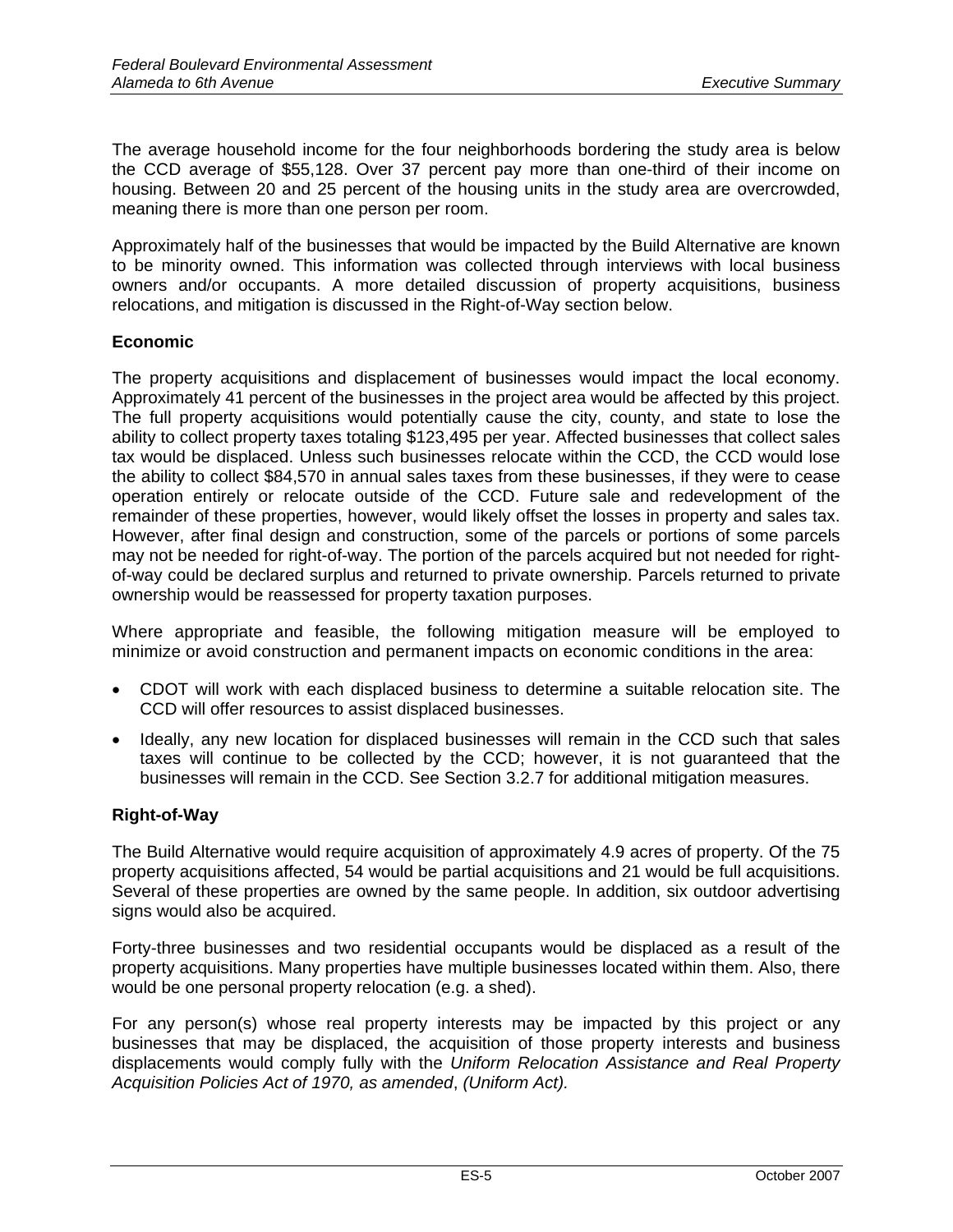The average household income for the four neighborhoods bordering the study area is below the CCD average of $55,128. Over 37 percent pay more than one-third of their income on housing. Between 20 and 25 percent of the housing units in the study area are overcrowded, meaning there is more than one person per room.

Approximately half of the businesses that would be impacted by the Build Alternative are known to be minority owned. This information was collected through interviews with local business owners and/or occupants. A more detailed discussion of property acquisitions, business relocations, and mitigation is discussed in the Right-of-Way section below.

**Economic**

The property acquisitions and displacement of businesses would impact the local economy. Approximately 41 percent of the businesses in the project area would be affected by this project. The full property acquisitions would potentially cause the city, county, and state to lose the ability to collect property taxes totaling $123,495 per year. Affected businesses that collect sales tax would be displaced. Unless such businesses relocate within the CCD, the CCD would lose the ability to collect $84,570 in annual sales taxes from these businesses, if they were to cease operation entirely or relocate outside of the CCD. Future sale and redevelopment of the remainder of these properties, however, would likely offset the losses in property and sales tax. However, after final design and construction, some of the parcels or portions of some parcels may not be needed for right-of-way. The portion of the parcels acquired but not needed for right-of-way could be declared surplus and returned to private ownership. Parcels returned to private ownership would be reassessed for property taxation purposes.

Where appropriate and feasible, the following mitigation measure will be employed to minimize or avoid construction and permanent impacts on economic conditions in the area:

- CDOT will work with each displaced business to determine a suitable relocation site. The CCD will offer resources to assist displaced businesses.
- Ideally, any new location for displaced businesses will remain in the CCD such that sales taxes will continue to be collected by the CCD; however, it is not guaranteed that the businesses will remain in the CCD. See Section 3.2.7 for additional mitigation measures.

**Right-of-Way**

The Build Alternative would require acquisition of approximately 4.9 acres of property. Of the 75 property acquisitions affected, 54 would be partial acquisitions and 21 would be full acquisitions. Several of these properties are owned by the same people. In addition, six outdoor advertising signs would also be acquired.

Forty-three businesses and two residential occupants would be displaced as a result of the property acquisitions. Many properties have multiple businesses located within them. Also, there would be one personal property relocation (e.g. a shed).

For any person(s) whose real property interests may be impacted by this project or any businesses that may be displaced, the acquisition of those property interests and business displacements would comply fully with the *Uniform Relocation Assistance and Real Property Acquisition Policies Act of 1970, as amended*, *(Uniform Act).*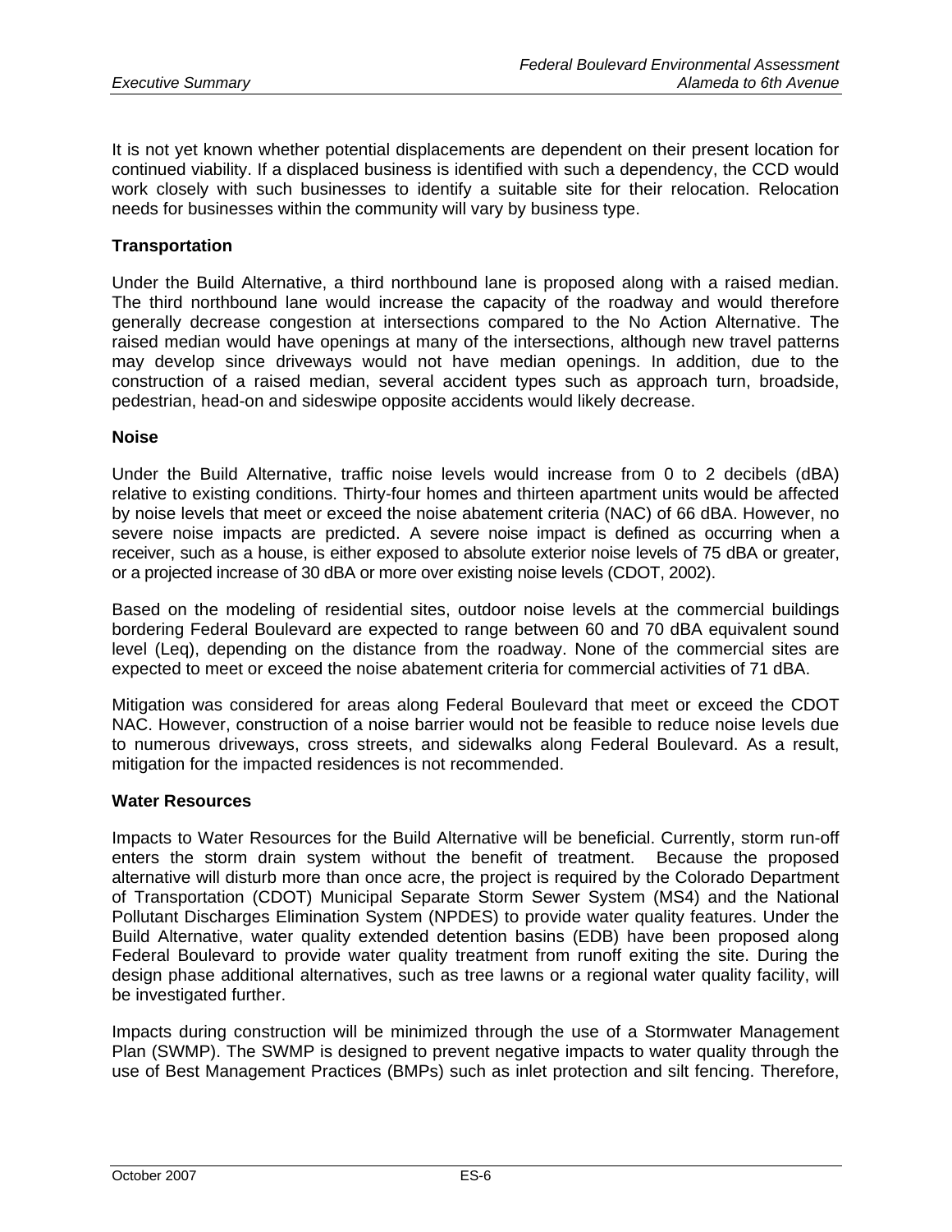It is not yet known whether potential displacements are dependent on their present location for continued viability. If a displaced business is identified with such a dependency, the CCD would work closely with such businesses to identify a suitable site for their relocation. Relocation needs for businesses within the community will vary by business type.

**Transportation**

Under the Build Alternative, a third northbound lane is proposed along with a raised median. The third northbound lane would increase the capacity of the roadway and would therefore generally decrease congestion at intersections compared to the No Action Alternative. The raised median would have openings at many of the intersections, although new travel patterns may develop since driveways would not have median openings. In addition, due to the construction of a raised median, several accident types such as approach turn, broadside, pedestrian, head-on and sideswipe opposite accidents would likely decrease.

**Noise**

Under the Build Alternative, traffic noise levels would increase from 0 to 2 decibels (dBA) relative to existing conditions. Thirty-four homes and thirteen apartment units would be affected by noise levels that meet or exceed the noise abatement criteria (NAC) of 66 dBA. However, no severe noise impacts are predicted. A severe noise impact is defined as occurring when a receiver, such as a house, is either exposed to absolute exterior noise levels of 75 dBA or greater, or a projected increase of 30 dBA or more over existing noise levels (CDOT, 2002).

Based on the modeling of residential sites, outdoor noise levels at the commercial buildings bordering Federal Boulevard are expected to range between 60 and 70 dBA equivalent sound level (Leq), depending on the distance from the roadway. None of the commercial sites are expected to meet or exceed the noise abatement criteria for commercial activities of 71 dBA.

Mitigation was considered for areas along Federal Boulevard that meet or exceed the CDOT NAC. However, construction of a noise barrier would not be feasible to reduce noise levels due to numerous driveways, cross streets, and sidewalks along Federal Boulevard. As a result, mitigation for the impacted residences is not recommended.

**Water Resources**

Impacts to Water Resources for the Build Alternative will be beneficial. Currently, storm run-off enters the storm drain system without the benefit of treatment. Because the proposed alternative will disturb more than once acre, the project is required by the Colorado Department of Transportation (CDOT) Municipal Separate Storm Sewer System (MS4) and the National Pollutant Discharges Elimination System (NPDES) to provide water quality features. Under the Build Alternative, water quality extended detention basins (EDB) have been proposed along Federal Boulevard to provide water quality treatment from runoff exiting the site. During the design phase additional alternatives, such as tree lawns or a regional water quality facility, will be investigated further.

Impacts during construction will be minimized through the use of a Stormwater Management Plan (SWMP). The SWMP is designed to prevent negative impacts to water quality through the use of Best Management Practices (BMPs) such as inlet protection and silt fencing. Therefore,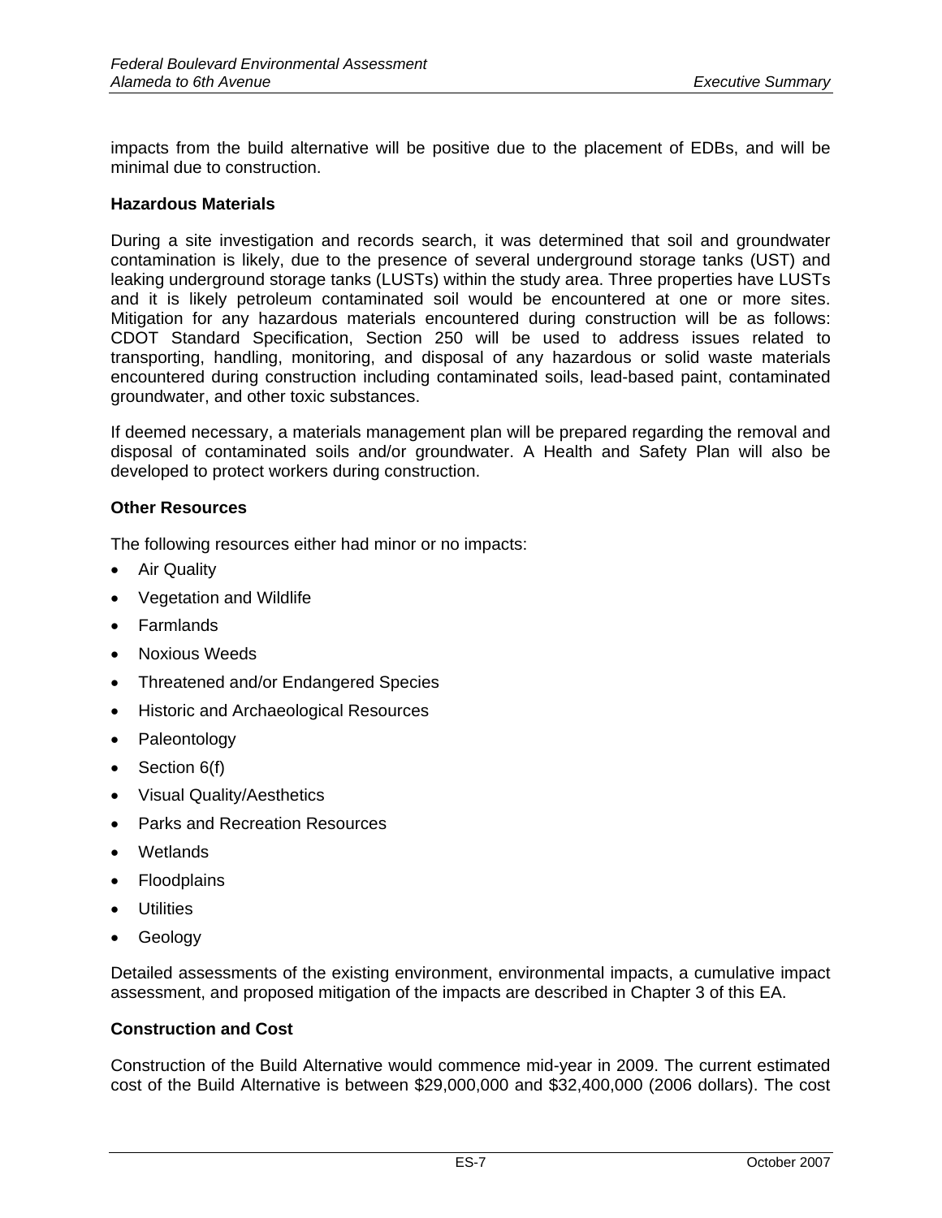impacts from the build alternative will be positive due to the placement of EDBs, and will be minimal due to construction.

**Hazardous Materials**

During a site investigation and records search, it was determined that soil and groundwater contamination is likely, due to the presence of several underground storage tanks (UST) and leaking underground storage tanks (LUSTs) within the study area. Three properties have LUSTs and it is likely petroleum contaminated soil would be encountered at one or more sites. Mitigation for any hazardous materials encountered during construction will be as follows: CDOT Standard Specification, Section 250 will be used to address issues related to transporting, handling, monitoring, and disposal of any hazardous or solid waste materials encountered during construction including contaminated soils, lead-based paint, contaminated groundwater, and other toxic substances.

If deemed necessary, a materials management plan will be prepared regarding the removal and disposal of contaminated soils and/or groundwater. A Health and Safety Plan will also be developed to protect workers during construction.

**Other Resources**

The following resources either had minor or no impacts:

- Air Quality
- Vegetation and Wildlife
- Farmlands
- Noxious Weeds
- Threatened and/or Endangered Species
- Historic and Archaeological Resources
- Paleontology
- Section 6(f)
- Visual Quality/Aesthetics
- Parks and Recreation Resources
- Wetlands
- Floodplains
- Utilities
- Geology

Detailed assessments of the existing environment, environmental impacts, a cumulative impact assessment, and proposed mitigation of the impacts are described in Chapter 3 of this EA.

**Construction and Cost**

Construction of the Build Alternative would commence mid-year in 2009. The current estimated cost of the Build Alternative is between $29,000,000 and $32,400,000 (2006 dollars). The cost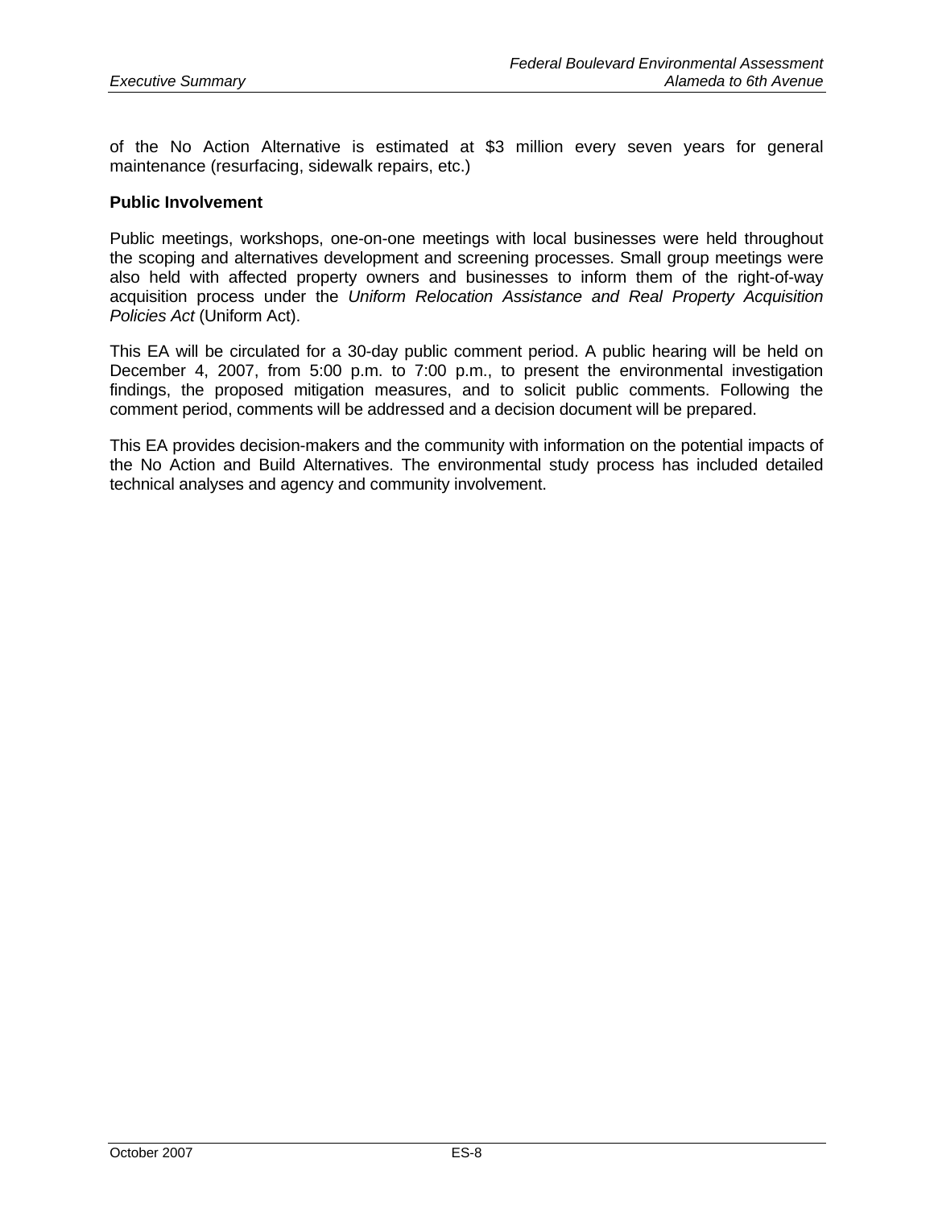of the No Action Alternative is estimated at $3 million every seven years for general maintenance (resurfacing, sidewalk repairs, etc.)

**Public Involvement**

Public meetings, workshops, one-on-one meetings with local businesses were held throughout the scoping and alternatives development and screening processes. Small group meetings were also held with affected property owners and businesses to inform them of the right-of-way acquisition process under the *Uniform Relocation Assistance and Real Property Acquisition Policies Act* (Uniform Act).

This EA will be circulated for a 30-day public comment period. A public hearing will be held on December 4, 2007, from 5:00 p.m. to 7:00 p.m., to present the environmental investigation findings, the proposed mitigation measures, and to solicit public comments. Following the comment period, comments will be addressed and a decision document will be prepared.

This EA provides decision-makers and the community with information on the potential impacts of the No Action and Build Alternatives. The environmental study process has included detailed technical analyses and agency and community involvement.